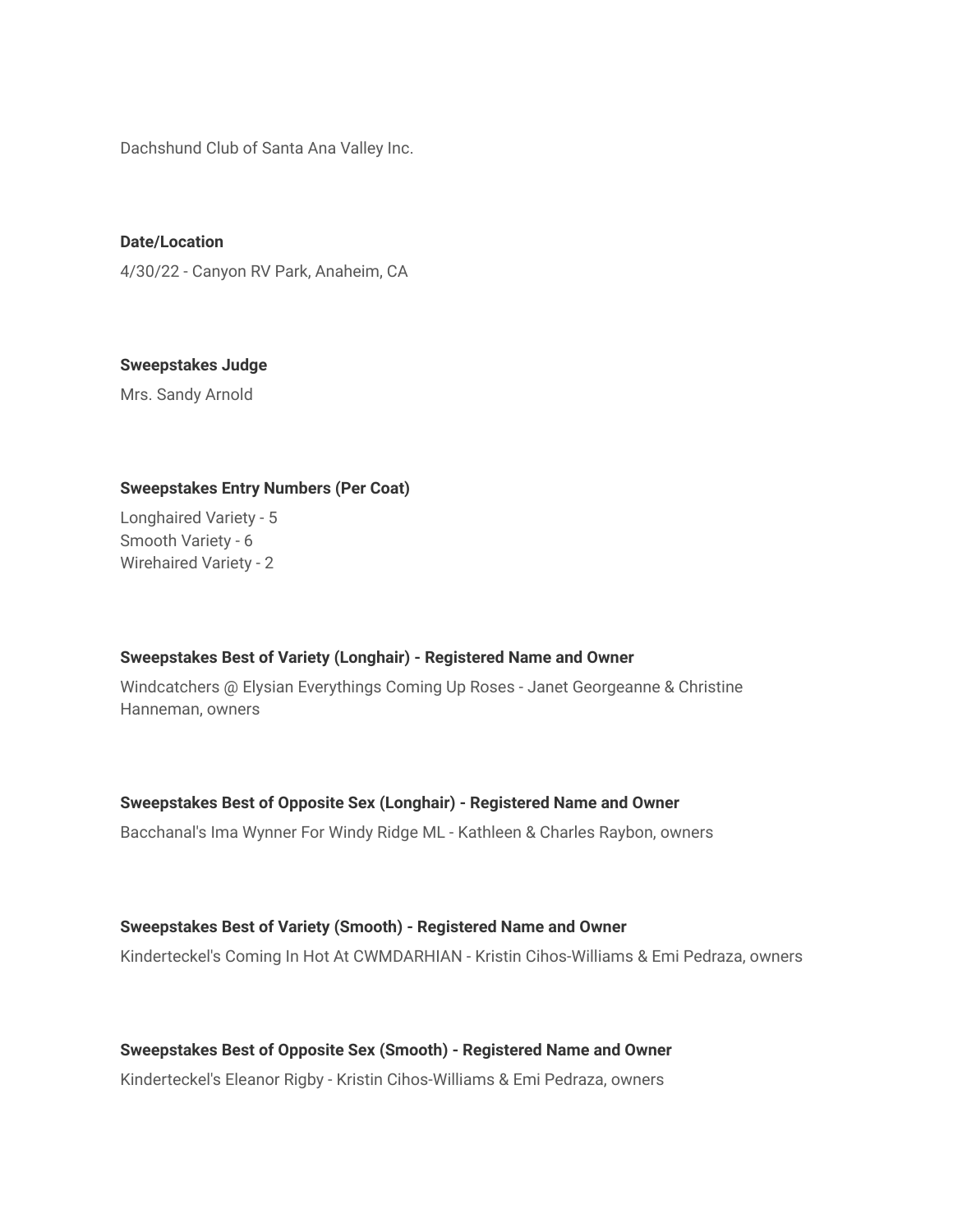Dachshund Club of Santa Ana Valley Inc.

**Date/Location**

4/30/22 - Canyon RV Park, Anaheim, CA

**Sweepstakes Judge**

Mrs. Sandy Arnold

**Sweepstakes Entry Numbers (Per Coat)**

Longhaired Variety - 5
Smooth Variety - 6
Wirehaired Variety - 2

**Sweepstakes Best of Variety (Longhair) - Registered Name and Owner**

Windcatchers @ Elysian Everythings Coming Up Roses - Janet Georgeanne & Christine Hanneman, owners

**Sweepstakes Best of Opposite Sex (Longhair) - Registered Name and Owner**

Bacchanal's Ima Wynner For Windy Ridge ML - Kathleen & Charles Raybon, owners

**Sweepstakes Best of Variety (Smooth) - Registered Name and Owner**

Kinderteckel's Coming In Hot At CWMDARHIAN - Kristin Cihos-Williams & Emi Pedraza, owners

**Sweepstakes Best of Opposite Sex (Smooth) - Registered Name and Owner**

Kinderteckel's Eleanor Rigby - Kristin Cihos-Williams & Emi Pedraza, owners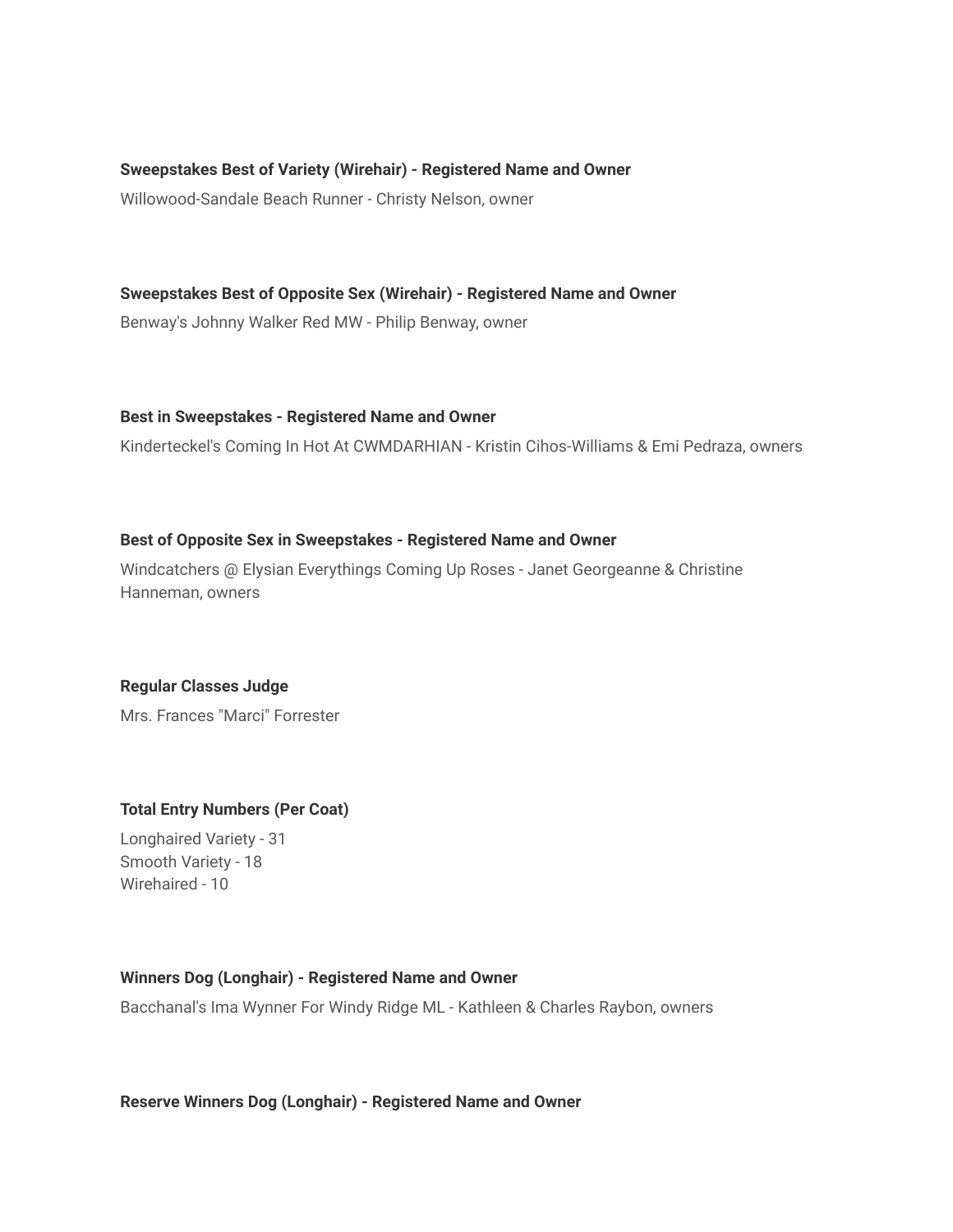**Sweepstakes Best of Variety (Wirehair) - Registered Name and Owner**

Willowood-Sandale Beach Runner - Christy Nelson, owner

**Sweepstakes Best of Opposite Sex (Wirehair) - Registered Name and Owner**

Benway's Johnny Walker Red MW - Philip Benway, owner

**Best in Sweepstakes - Registered Name and Owner**

Kinderteckel's Coming In Hot At CWMDARHIAN - Kristin Cihos-Williams & Emi Pedraza, owners

**Best of Opposite Sex in Sweepstakes - Registered Name and Owner**

Windcatchers @ Elysian Everythings Coming Up Roses - Janet Georgeanne & Christine Hanneman, owners

**Regular Classes Judge**

Mrs. Frances "Marci" Forrester

**Total Entry Numbers (Per Coat)**

Longhaired Variety - 31
Smooth Variety - 18
Wirehaired - 10

**Winners Dog (Longhair) - Registered Name and Owner**

Bacchanal's Ima Wynner For Windy Ridge ML - Kathleen & Charles Raybon, owners

**Reserve Winners Dog (Longhair) - Registered Name and Owner**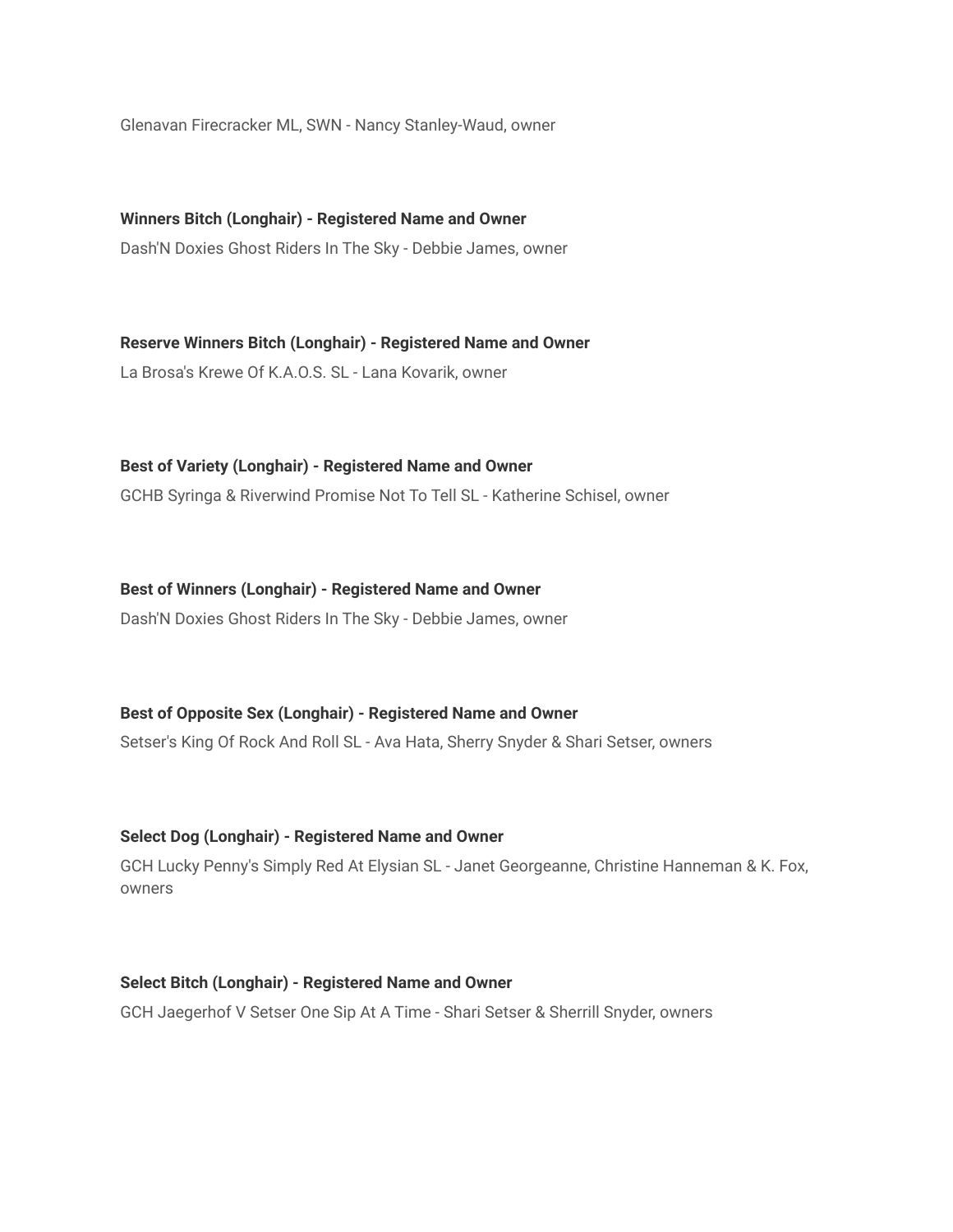Glenavan Firecracker ML, SWN - Nancy Stanley-Waud, owner

**Winners Bitch (Longhair) - Registered Name and Owner**

Dash'N Doxies Ghost Riders In The Sky - Debbie James, owner

**Reserve Winners Bitch (Longhair) - Registered Name and Owner**

La Brosa's Krewe Of K.A.O.S. SL - Lana Kovarik, owner

**Best of Variety (Longhair) - Registered Name and Owner**

GCHB Syringa & Riverwind Promise Not To Tell SL - Katherine Schisel, owner

**Best of Winners (Longhair) - Registered Name and Owner**

Dash'N Doxies Ghost Riders In The Sky - Debbie James, owner

**Best of Opposite Sex (Longhair) - Registered Name and Owner**

Setser's King Of Rock And Roll SL - Ava Hata, Sherry Snyder & Shari Setser, owners

**Select Dog (Longhair) - Registered Name and Owner**

GCH Lucky Penny's Simply Red At Elysian SL - Janet Georgeanne, Christine Hanneman & K. Fox, owners

**Select Bitch (Longhair) - Registered Name and Owner**

GCH Jaegerhof V Setser One Sip At A Time - Shari Setser & Sherrill Snyder, owners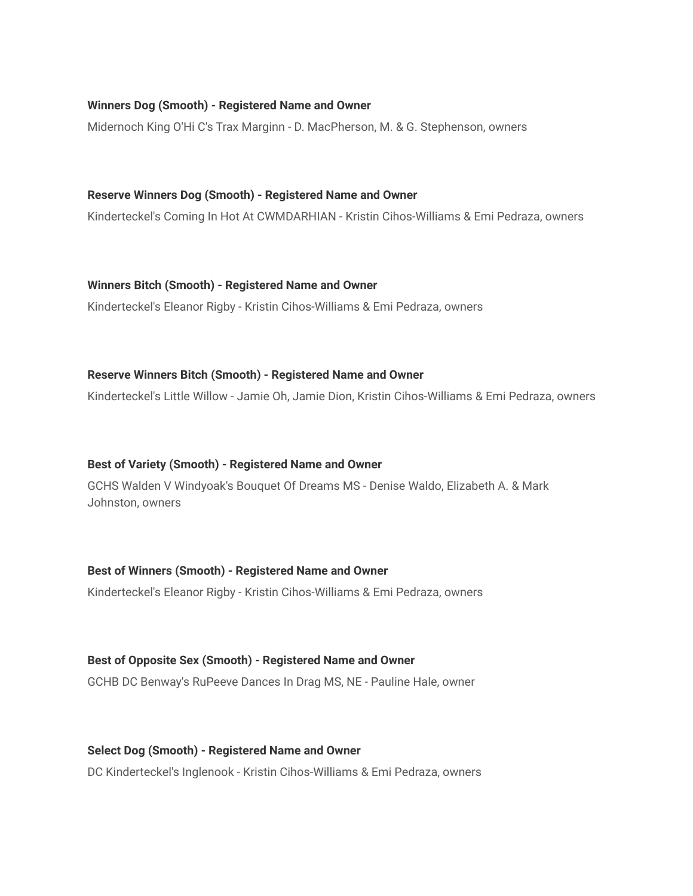**Winners Dog (Smooth) - Registered Name and Owner**

Midernoch King O'Hi C's Trax Marginn - D. MacPherson, M. & G. Stephenson, owners

**Reserve Winners Dog (Smooth) - Registered Name and Owner**

Kinderteckel's Coming In Hot At CWMDARHIAN - Kristin Cihos-Williams & Emi Pedraza, owners

**Winners Bitch (Smooth) - Registered Name and Owner**

Kinderteckel's Eleanor Rigby - Kristin Cihos-Williams & Emi Pedraza, owners

**Reserve Winners Bitch (Smooth) - Registered Name and Owner**

Kinderteckel's Little Willow - Jamie Oh, Jamie Dion, Kristin Cihos-Williams & Emi Pedraza, owners

**Best of Variety (Smooth) - Registered Name and Owner**

GCHS Walden V Windyoak's Bouquet Of Dreams MS - Denise Waldo, Elizabeth A. & Mark Johnston, owners

**Best of Winners (Smooth) - Registered Name and Owner**

Kinderteckel's Eleanor Rigby - Kristin Cihos-Williams & Emi Pedraza, owners

**Best of Opposite Sex (Smooth) - Registered Name and Owner**

GCHB DC Benway's RuPeeve Dances In Drag MS, NE - Pauline Hale, owner

**Select Dog (Smooth) - Registered Name and Owner**

DC Kinderteckel's Inglenook - Kristin Cihos-Williams & Emi Pedraza, owners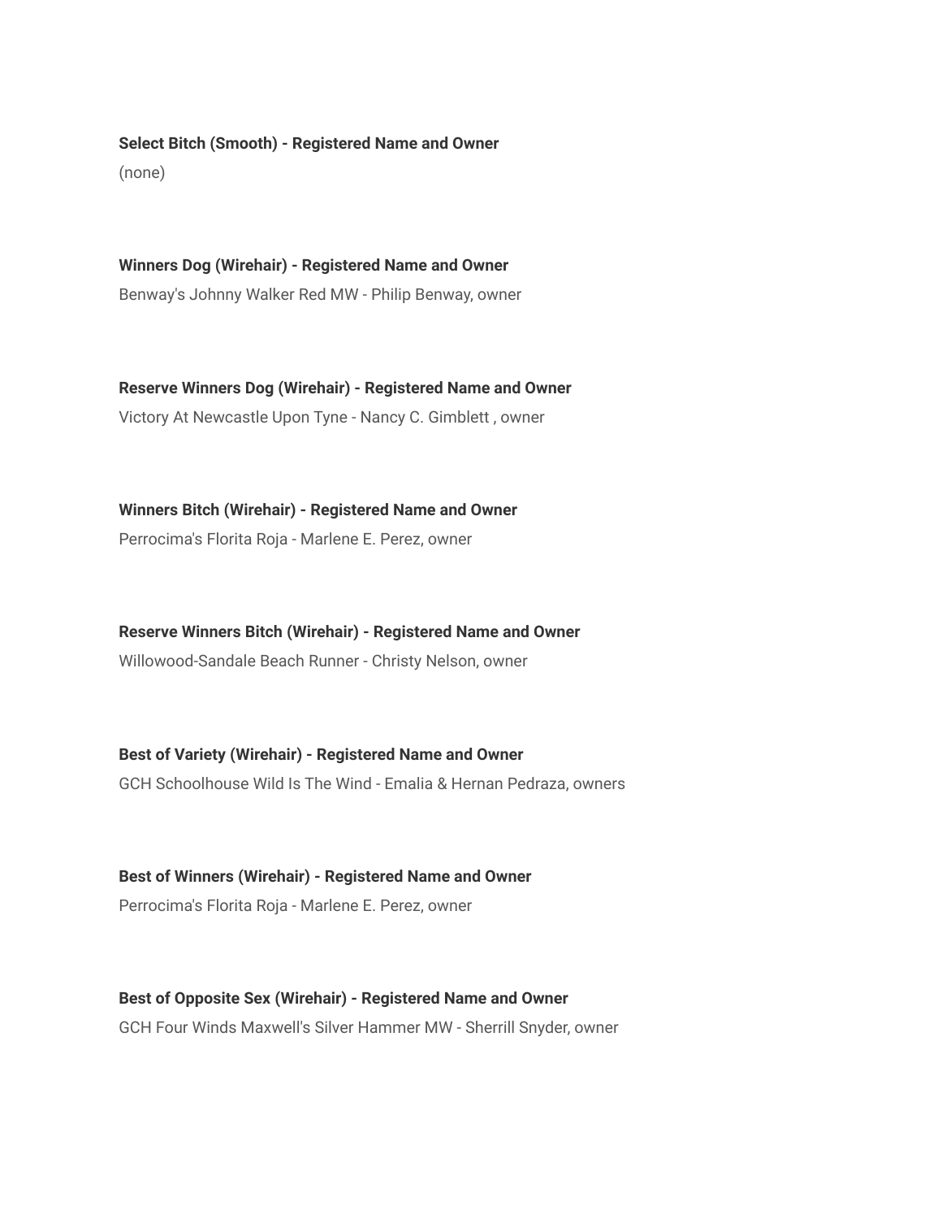**Select Bitch (Smooth) - Registered Name and Owner**

(none)

**Winners Dog (Wirehair) - Registered Name and Owner**

Benway's Johnny Walker Red MW - Philip Benway, owner

**Reserve Winners Dog (Wirehair) - Registered Name and Owner**

Victory At Newcastle Upon Tyne - Nancy C. Gimblett , owner

**Winners Bitch (Wirehair) - Registered Name and Owner**

Perrocima's Florita Roja - Marlene E. Perez, owner

**Reserve Winners Bitch (Wirehair) - Registered Name and Owner**

Willowood-Sandale Beach Runner - Christy Nelson, owner

**Best of Variety (Wirehair) - Registered Name and Owner**

GCH Schoolhouse Wild Is The Wind - Emalia & Hernan Pedraza, owners

**Best of Winners (Wirehair) - Registered Name and Owner**

Perrocima's Florita Roja - Marlene E. Perez, owner

**Best of Opposite Sex (Wirehair) - Registered Name and Owner**

GCH Four Winds Maxwell's Silver Hammer MW - Sherrill Snyder, owner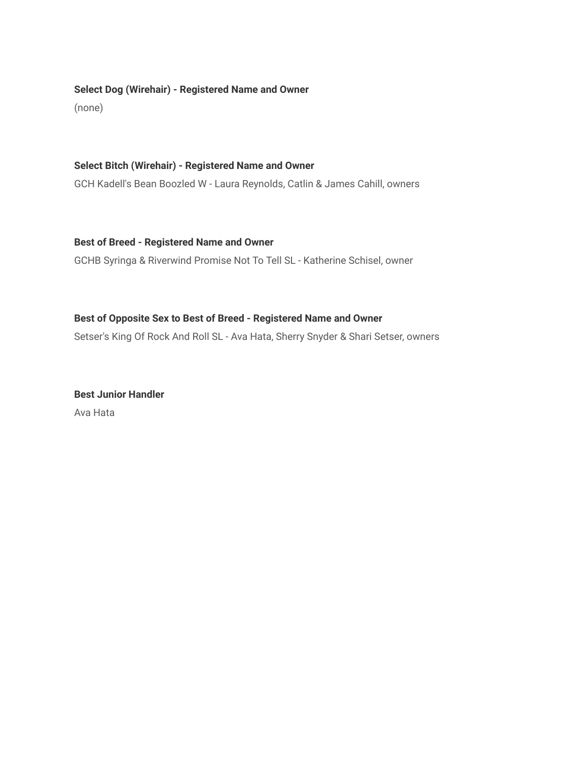**Select Dog (Wirehair) - Registered Name and Owner**

(none)

**Select Bitch (Wirehair) - Registered Name and Owner**

GCH Kadell's Bean Boozled W - Laura Reynolds, Catlin & James Cahill, owners

**Best of Breed - Registered Name and Owner**

GCHB Syringa & Riverwind Promise Not To Tell SL - Katherine Schisel, owner

**Best of Opposite Sex to Best of Breed - Registered Name and Owner**

Setser's King Of Rock And Roll SL - Ava Hata, Sherry Snyder & Shari Setser, owners

**Best Junior Handler**

Ava Hata